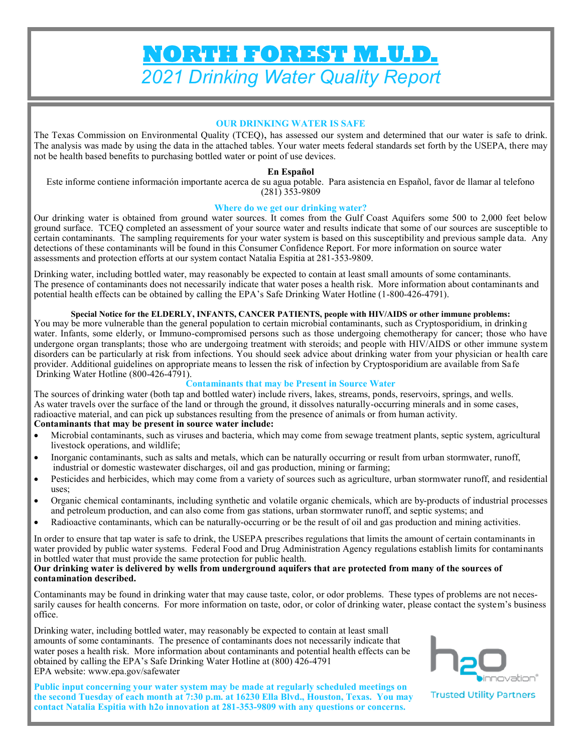# NORTH FOREST M.U.D.

*2021 Drinking Water Quality Report*

## OUR DRINKING WATER IS SAFE

The Texas Commission on Environmental Quality (TCEQ), has assessed our system and determined that our water is safe to drink. The analysis was made by using the data in the attached tables. Your water meets federal standards set forth by the USEPA, there may not be health based benefits to purchasing bottled water or point of use devices.

**En Español**

Este informe contiene información importante acerca de su agua potable. Para asistencia en Español, favor de llamar al telefono (281) 353-9809

## Where do we get our drinking water?

Our drinking water is obtained from ground water sources. It comes from the Gulf Coast Aquifers some 500 to 2,000 feet below ground surface. TCEQ completed an assessment of your source water and results indicate that some of our sources are susceptible to certain contaminants. The sampling requirements for your water system is based on this susceptibility and previous sample data. Any detections of these contaminants will be found in this Consumer Confidence Report. For more information on source water assessments and protection efforts at our system contact Natalia Espitia at 281-353-9809.

Drinking water, including bottled water, may reasonably be expected to contain at least small amounts of some contaminants. The presence of contaminants does not necessarily indicate that water poses a health risk. More information about contaminants and potential health effects can be obtained by calling the EPA's Safe Drinking Water Hotline (1-800-426-4791).

**Special Notice for the ELDERLY, INFANTS, CANCER PATIENTS, people with HIV/AIDS or other immune problems:**

You may be more vulnerable than the general population to certain microbial contaminants, such as Cryptosporidium, in drinking water. Infants, some elderly, or Immuno-compromised persons such as those undergoing chemotherapy for cancer; those who have undergone organ transplants; those who are undergoing treatment with steroids; and people with HIV/AIDS or other immune system disorders can be particularly at risk from infections. You should seek advice about drinking water from your physician or health care provider. Additional guidelines on appropriate means to lessen the risk of infection by Cryptosporidium are available from Safe Drinking Water Hotline (800-426-4791).

## Contaminants that may be Present in Source Water

The sources of drinking water (both tap and bottled water) include rivers, lakes, streams, ponds, reservoirs, springs, and wells. As water travels over the surface of the land or through the ground, it dissolves naturally-occurring minerals and in some cases, radioactive material, and can pick up substances resulting from the presence of animals or from human activity.

**Contaminants that may be present in source water include:**

- Microbial contaminants, such as viruses and bacteria, which may come from sewage treatment plants, septic system, agricultural livestock operations, and wildlife;
- Inorganic contaminants, such as salts and metals, which can be naturally occurring or result from urban stormwater, runoff, industrial or domestic wastewater discharges, oil and gas production, mining or farming;
- Pesticides and herbicides, which may come from a variety of sources such as agriculture, urban stormwater runoff, and residential uses;
- Organic chemical contaminants, including synthetic and volatile organic chemicals, which are by-products of industrial processes and petroleum production, and can also come from gas stations, urban stormwater runoff, and septic systems; and
- Radioactive contaminants, which can be naturally-occurring or be the result of oil and gas production and mining activities.

In order to ensure that tap water is safe to drink, the USEPA prescribes regulations that limits the amount of certain contaminants in water provided by public water systems. Federal Food and Drug Administration Agency regulations establish limits for contaminants in bottled water that must provide the same protection for public health.

**Our drinking water is delivered by wells from underground aquifers that are protected from many of the sources of contamination described.**

Contaminants may be found in drinking water that may cause taste, color, or odor problems. These types of problems are not necessarily causes for health concerns. For more information on taste, odor, or color of drinking water, please contact the system's business office.

Drinking water, including bottled water, may reasonably be expected to contain at least small amounts of some contaminants. The presence of contaminants does not necessarily indicate that water poses a health risk. More information about contaminants and potential health effects can be obtained by calling the EPA's Safe Drinking Water Hotline at (800) 426-4791

EPA website: www.epa.gov/safewater

**Public input concerning your water system may be made at regularly scheduled meetings on the second Tuesday of each month at 7:30 p.m. at 16230 Ella Blvd., Houston, Texas. You may contact Natalia Espitia with h2o innovation at 281-353-9809 with any questions or concerns.**

h2o innovation

Trusted Utility Partners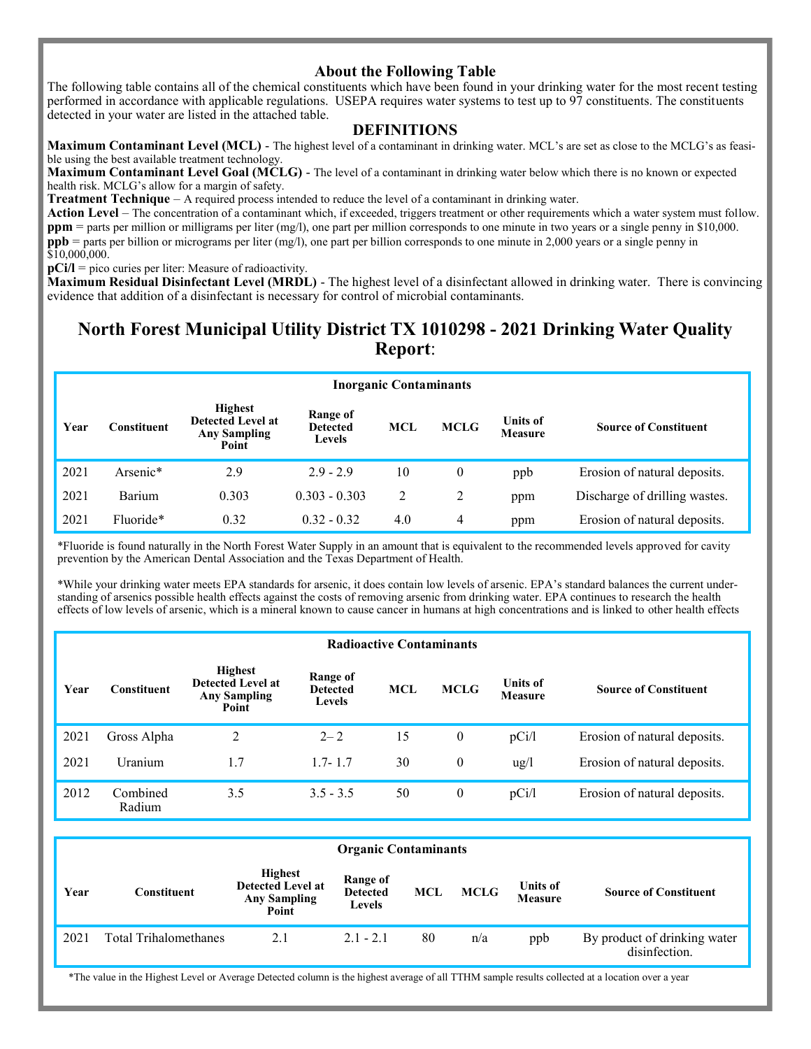## About the Following Table

The following table contains all of the chemical constituents which have been found in your drinking water for the most recent testing performed in accordance with applicable regulations. USEPA requires water systems to test up to 97 constituents. The constituents detected in your water are listed in the attached table.

## DEFINITIONS

**Maximum Contaminant Level (MCL)** - The highest level of a contaminant in drinking water. MCL's are set as close to the MCLG's as feasible using the best available treatment technology.

**Maximum Contaminant Level Goal (MCLG)** - The level of a contaminant in drinking water below which there is no known or expected health risk. MCLG's allow for a margin of safety.

**Treatment Technique** – A required process intended to reduce the level of a contaminant in drinking water.

**Action Level** – The concentration of a contaminant which, if exceeded, triggers treatment or other requirements which a water system must follow.

**ppm** = parts per million or milligrams per liter (mg/l), one part per million corresponds to one minute in two years or a single penny in $10,000.

**ppb** = parts per billion or micrograms per liter (mg/l), one part per billion corresponds to one minute in 2,000 years or a single penny in $10,000,000.

**pCi/l** = pico curies per liter: Measure of radioactivity.

**Maximum Residual Disinfectant Level (MRDL)** - The highest level of a disinfectant allowed in drinking water. There is convincing evidence that addition of a disinfectant is necessary for control of microbial contaminants.

# North Forest Municipal Utility District TX 1010298 - 2021 Drinking Water Quality Report:

**Inorganic Contaminants**

| Year | Constituent | Highest Detected Level at Any Sampling Point | Range of Detected Levels | MCL | MCLG | Units of Measure | Source of Constituent |
|---|---|---|---|---|---|---|---|
| 2021 | Arsenic* | 2.9 | 2.9 - 2.9 | 10 | 0 | ppb | Erosion of natural deposits. |
| 2021 | Barium | 0.303 | 0.303 - 0.303 | 2 | 2 | ppm | Discharge of drilling wastes. |
| 2021 | Fluoride* | 0.32 | 0.32 - 0.32 | 4.0 | 4 | ppm | Erosion of natural deposits. |

*Fluoride is found naturally in the North Forest Water Supply in an amount that is equivalent to the recommended levels approved for cavity prevention by the American Dental Association and the Texas Department of Health.

*While your drinking water meets EPA standards for arsenic, it does contain low levels of arsenic. EPA's standard balances the current understanding of arsenics possible health effects against the costs of removing arsenic from drinking water. EPA continues to research the health effects of low levels of arsenic, which is a mineral known to cause cancer in humans at high concentrations and is linked to other health effects

**Radioactive Contaminants**

| Year | Constituent | Highest Detected Level at Any Sampling Point | Range of Detected Levels | MCL | MCLG | Units of Measure | Source of Constituent |
|---|---|---|---|---|---|---|---|
| 2021 | Gross Alpha | 2 | 2– 2 | 15 | 0 | pCi/l | Erosion of natural deposits. |
| 2021 | Uranium | 1.7 | 1.7- 1.7 | 30 | 0 | ug/l | Erosion of natural deposits. |
| 2012 | Combined Radium | 3.5 | 3.5 - 3.5 | 50 | 0 | pCi/l | Erosion of natural deposits. |

**Organic Contaminants**

| Year | Constituent | Highest Detected Level at Any Sampling Point | Range of Detected Levels | MCL | MCLG | Units of Measure | Source of Constituent |
|---|---|---|---|---|---|---|---|
| 2021 | Total Trihalomethanes | 2.1 | 2.1 - 2.1 | 80 | n/a | ppb | By product of drinking water disinfection. |

*The value in the Highest Level or Average Detected column is the highest average of all TTHM sample results collected at a location over a year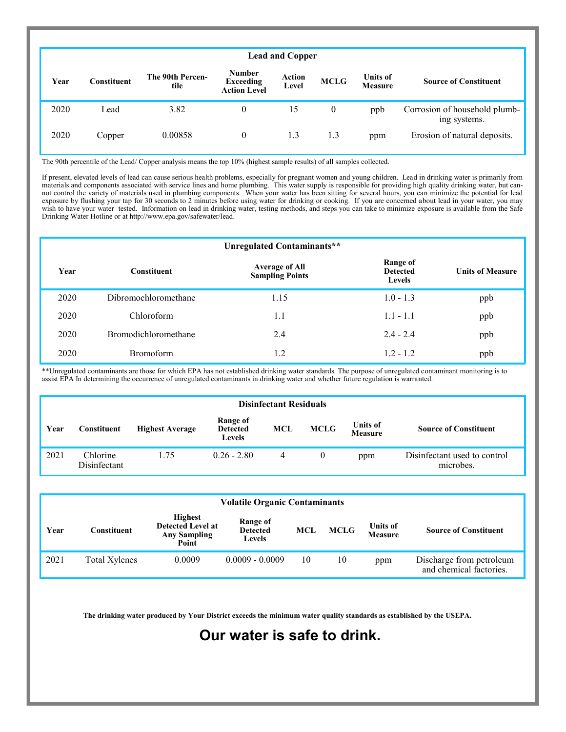| Lead and Copper | | | | | | | |
|---|---|---|---|---|---|---|---|
| **Year** | **Constituent** | **The 90th Percentile** | **Number Exceeding Action Level** | **Action Level** | **MCLG** | **Units of Measure** | **Source of Constituent** |
| 2020 | Lead | 3.82 | 0 | 15 | 0 | ppb | Corrosion of household plumbing systems. |
| 2020 | Copper | 0.00858 | 0 | 1.3 | 1.3 | ppm | Erosion of natural deposits. |

The 90th percentile of the Lead/ Copper analysis means the top 10% (highest sample results) of all samples collected.

If present, elevated levels of lead can cause serious health problems, especially for pregnant women and young children. Lead in drinking water is primarily from materials and components associated with service lines and home plumbing. This water supply is responsible for providing high quality drinking water, but cannot control the variety of materials used in plumbing components. When your water has been sitting for several hours, you can minimize the potential for lead exposure by flushing your tap for 30 seconds to 2 minutes before using water for drinking or cooking. If you are concerned about lead in your water, you may wish to have your water tested. Information on lead in drinking water, testing methods, and steps you can take to minimize exposure is available from the Safe Drinking Water Hotline or at http://www.epa.gov/safewater/lead.

| Unregulated Contaminants** | | | | |
|---|---|---|---|---|
| **Year** | **Constituent** | **Average of All Sampling Points** | **Range of Detected Levels** | **Units of Measure** |
| 2020 | Dibromochloromethane | 1.15 | 1.0 - 1.3 | ppb |
| 2020 | Chloroform | 1.1 | 1.1 - 1.1 | ppb |
| 2020 | Bromodichloromethane | 2.4 | 2.4 - 2.4 | ppb |
| 2020 | Bromoform | 1.2 | 1.2 - 1.2 | ppb |

**Unregulated contaminants are those for which EPA has not established drinking water standards. The purpose of unregulated contaminant monitoring is to assist EPA In determining the occurrence of unregulated contaminants in drinking water and whether future regulation is warranted.

| Disinfectant Residuals | | | | | | | |
|---|---|---|---|---|---|---|---|
| **Year** | **Constituent** | **Highest Average** | **Range of Detected Levels** | **MCL** | **MCLG** | **Units of Measure** | **Source of Constituent** |
| 2021 | Chlorine Disinfectant | 1.75 | 0.26 - 2.80 | 4 | 0 | ppm | Disinfectant used to control microbes. |

| Volatile Organic Contaminants | | | | | | | |
|---|---|---|---|---|---|---|---|
| **Year** | **Constituent** | **Highest Detected Level at Any Sampling Point** | **Range of Detected Levels** | **MCL** | **MCLG** | **Units of Measure** | **Source of Constituent** |
| 2021 | Total Xylenes | 0.0009 | 0.0009 - 0.0009 | 10 | 10 | ppm | Discharge from petroleum and chemical factories. |

**The drinking water produced by Your District exceeds the minimum water quality standards as established by the USEPA.**

# Our water is safe to drink.